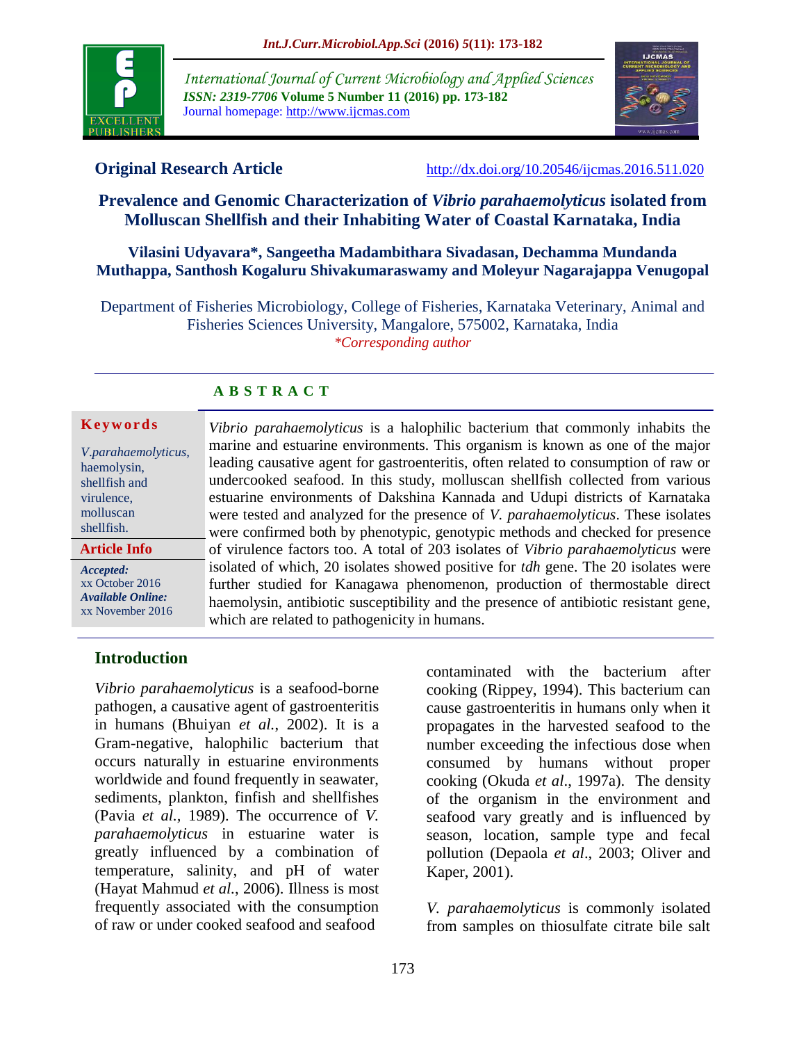International Journal of Current Microbiology and Applied Sciences
*ISSN: 2319-7706* **Volume 5 Number 11 (2016) pp. 173-182**
Journal homepage: http://www.ijcmas.com

**Original Research Article** http://dx.doi.org/10.20546/ijcmas.2016.511.020

# Prevalence and Genomic Characterization of *Vibrio parahaemolyticus* isolated from Molluscan Shellfish and their Inhabiting Water of Coastal Karnataka, India

**Vilasini Udyavara*, Sangeetha Madambithara Sivadasan, Dechamma Mundanda Muthappa, Santhosh Kogaluru Shivakumaraswamy and Moleyur Nagarajappa Venugopal**

Department of Fisheries Microbiology, College of Fisheries, Karnataka Veterinary, Animal and Fisheries Sciences University, Mangalore, 575002, Karnataka, India
*\*Corresponding author*

## ABSTRACT

**Keywords**

*V.parahaemolyticus*, haemolysin, shellfish and virulence, molluscan shellfish.

**Article Info**

***Accepted:*** xx October 2016
***Available Online:*** xx November 2016

*Vibrio parahaemolyticus* is a halophilic bacterium that commonly inhabits the marine and estuarine environments. This organism is known as one of the major leading causative agent for gastroenteritis, often related to consumption of raw or undercooked seafood. In this study, molluscan shellfish collected from various estuarine environments of Dakshina Kannada and Udupi districts of Karnataka were tested and analyzed for the presence of *V. parahaemolyticus*. These isolates were confirmed both by phenotypic, genotypic methods and checked for presence of virulence factors too. A total of 203 isolates of *Vibrio parahaemolyticus* were isolated of which, 20 isolates showed positive for *tdh* gene. The 20 isolates were further studied for Kanagawa phenomenon, production of thermostable direct haemolysin, antibiotic susceptibility and the presence of antibiotic resistant gene, which are related to pathogenicity in humans.

## Introduction

*Vibrio parahaemolyticus* is a seafood-borne pathogen, a causative agent of gastroenteritis in humans (Bhuiyan *et al.*, 2002). It is a Gram-negative, halophilic bacterium that occurs naturally in estuarine environments worldwide and found frequently in seawater, sediments, plankton, finfish and shellfishes (Pavia *et al.*, 1989). The occurrence of *V. parahaemolyticus* in estuarine water is greatly influenced by a combination of temperature, salinity, and pH of water (Hayat Mahmud *et al.*, 2006). Illness is most frequently associated with the consumption of raw or under cooked seafood and seafood contaminated with the bacterium after cooking (Rippey, 1994). This bacterium can cause gastroenteritis in humans only when it propagates in the harvested seafood to the number exceeding the infectious dose when consumed by humans without proper cooking (Okuda *et al*., 1997a). The density of the organism in the environment and seafood vary greatly and is influenced by season, location, sample type and fecal pollution (Depaola *et al*., 2003; Oliver and Kaper, 2001).

*V. parahaemolyticus* is commonly isolated from samples on thiosulfate citrate bile salt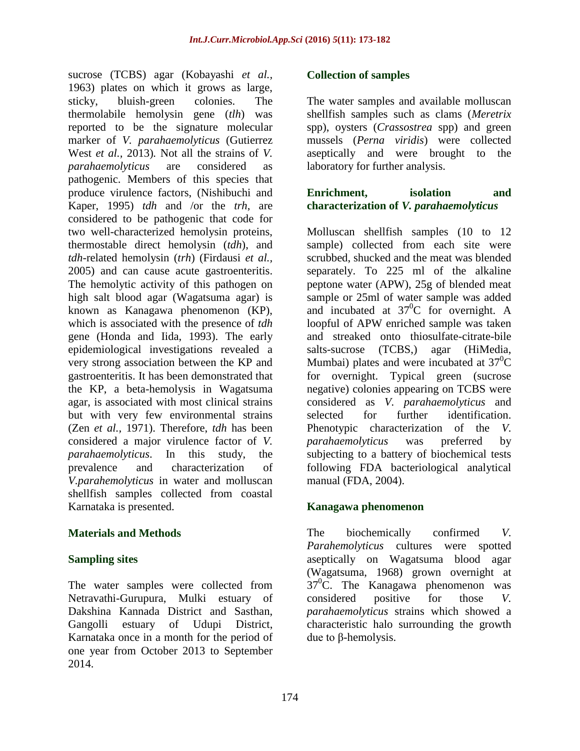sucrose (TCBS) agar (Kobayashi *et al.*, 1963) plates on which it grows as large, sticky, bluish-green colonies. The thermolabile hemolysin gene (*tlh*) was reported to be the signature molecular marker of *V. parahaemolyticus* (Gutierrez West *et al.*, 2013). Not all the strains of *V. parahaemolyticus* are considered as pathogenic. Members of this species that produce virulence factors, (Nishibuchi and Kaper, 1995) *tdh* and /or the *trh*, are considered to be pathogenic that code for two well-characterized hemolysin proteins, thermostable direct hemolysin (*tdh*), and *tdh*-related hemolysin (*trh*) (Firdausi *et al.*, 2005) and can cause acute gastroenteritis. The hemolytic activity of this pathogen on high salt blood agar (Wagatsuma agar) is known as Kanagawa phenomenon (KP), which is associated with the presence of *tdh* gene (Honda and Iida, 1993). The early epidemiological investigations revealed a very strong association between the KP and gastroenteritis. It has been demonstrated that the KP, a beta-hemolysis in Wagatsuma agar, is associated with most clinical strains but with very few environmental strains (Zen *et al.*, 1971). Therefore, *tdh* has been considered a major virulence factor of *V. parahaemolyticus*. In this study, the prevalence and characterization of *V.parahemolyticus* in water and molluscan shellfish samples collected from coastal Karnataka is presented.

## Materials and Methods

### Sampling sites

The water samples were collected from Netravathi-Gurupura, Mulki estuary of Dakshina Kannada District and Sasthan, Gangolli estuary of Udupi District, Karnataka once in a month for the period of one year from October 2013 to September 2014.

### Collection of samples

The water samples and available molluscan shellfish samples such as clams (*Meretrix* spp), oysters (*Crassostrea* spp) and green mussels (*Perna viridis*) were collected aseptically and were brought to the laboratory for further analysis.

### Enrichment, isolation and characterization of *V. parahaemolyticus*

Molluscan shellfish samples (10 to 12 sample) collected from each site were scrubbed, shucked and the meat was blended separately. To 225 ml of the alkaline peptone water (APW), 25g of blended meat sample or 25ml of water sample was added and incubated at $37^0$C for overnight. A loopful of APW enriched sample was taken and streaked onto thiosulfate-citrate-bile salts-sucrose (TCBS,) agar (HiMedia, Mumbai) plates and were incubated at $37^0$C for overnight. Typical green (sucrose negative) colonies appearing on TCBS were considered as *V. parahaemolyticus* and selected for further identification. Phenotypic characterization of the *V. parahaemolyticus* was preferred by subjecting to a battery of biochemical tests following FDA bacteriological analytical manual (FDA, 2004).

### Kanagawa phenomenon

The biochemically confirmed *V. Parahemolyticus* cultures were spotted aseptically on Wagatsuma blood agar (Wagatsuma, 1968) grown overnight at $37^0$C. The Kanagawa phenomenon was considered positive for those *V. parahaemolyticus* strains which showed a characteristic halo surrounding the growth due to β-hemolysis.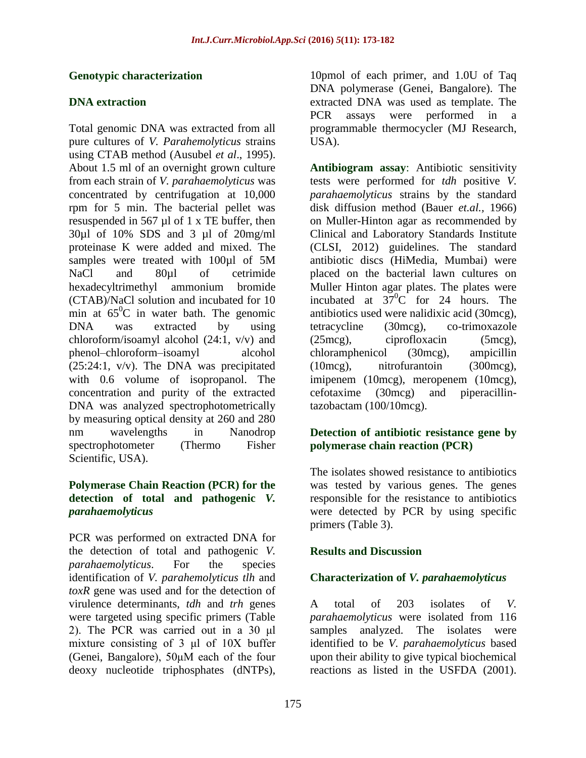## Genotypic characterization

### DNA extraction

Total genomic DNA was extracted from all pure cultures of *V. Parahemolyticus* strains using CTAB method (Ausubel *et al*., 1995). About 1.5 ml of an overnight grown culture from each strain of *V. parahaemolyticus* was concentrated by centrifugation at 10,000 rpm for 5 min. The bacterial pellet was resuspended in 567 µl of 1 x TE buffer, then 30µl of 10% SDS and 3 µl of 20mg/ml proteinase K were added and mixed. The samples were treated with 100µl of 5M NaCl and 80µl of cetrimide hexadecyltrimethyl ammonium bromide (CTAB)/NaCl solution and incubated for 10 min at $65^0$C in water bath. The genomic DNA was extracted by using chloroform/isoamyl alcohol (24:1, v/v) and phenol–chloroform–isoamyl alcohol (25:24:1, v/v). The DNA was precipitated with 0.6 volume of isopropanol. The concentration and purity of the extracted DNA was analyzed spectrophotometrically by measuring optical density at 260 and 280 nm wavelengths in Nanodrop spectrophotometer (Thermo Fisher Scientific, USA).

### Polymerase Chain Reaction (PCR) for the detection of total and pathogenic *V. parahaemolyticus*

PCR was performed on extracted DNA for the detection of total and pathogenic *V. parahaemolyticus*. For the species identification of *V. parahemolyticus tlh* and *toxR* gene was used and for the detection of virulence determinants, *tdh* and *trh* genes were targeted using specific primers (Table 2). The PCR was carried out in a 30 µl mixture consisting of 3 µl of 10X buffer (Genei, Bangalore), 50µM each of the four deoxy nucleotide triphosphates (dNTPs), 10pmol of each primer, and 1.0U of Taq DNA polymerase (Genei, Bangalore). The extracted DNA was used as template. The PCR assays were performed in a programmable thermocycler (MJ Research, USA).

**Antibiogram assay**: Antibiotic sensitivity tests were performed for *tdh* positive *V. parahaemolyticus* strains by the standard disk diffusion method (Bauer *et.al.*, 1966) on Muller-Hinton agar as recommended by Clinical and Laboratory Standards Institute (CLSI, 2012) guidelines. The standard antibiotic discs (HiMedia, Mumbai) were placed on the bacterial lawn cultures on Muller Hinton agar plates. The plates were incubated at $37^0$C for 24 hours. The antibiotics used were nalidixic acid (30mcg), tetracycline (30mcg), co-trimoxazole (25mcg), ciprofloxacin (5mcg), chloramphenicol (30mcg), ampicillin (10mcg), nitrofurantoin (300mcg), imipenem (10mcg), meropenem (10mcg), cefotaxime (30mcg) and piperacillin-tazobactam (100/10mcg).

### Detection of antibiotic resistance gene by polymerase chain reaction (PCR)

The isolates showed resistance to antibiotics was tested by various genes. The genes responsible for the resistance to antibiotics were detected by PCR by using specific primers (Table 3).

## Results and Discussion

### Characterization of *V. parahaemolyticus*

A total of 203 isolates of *V. parahaemolyticus* were isolated from 116 samples analyzed. The isolates were identified to be *V. parahaemolyticus* based upon their ability to give typical biochemical reactions as listed in the USFDA (2001).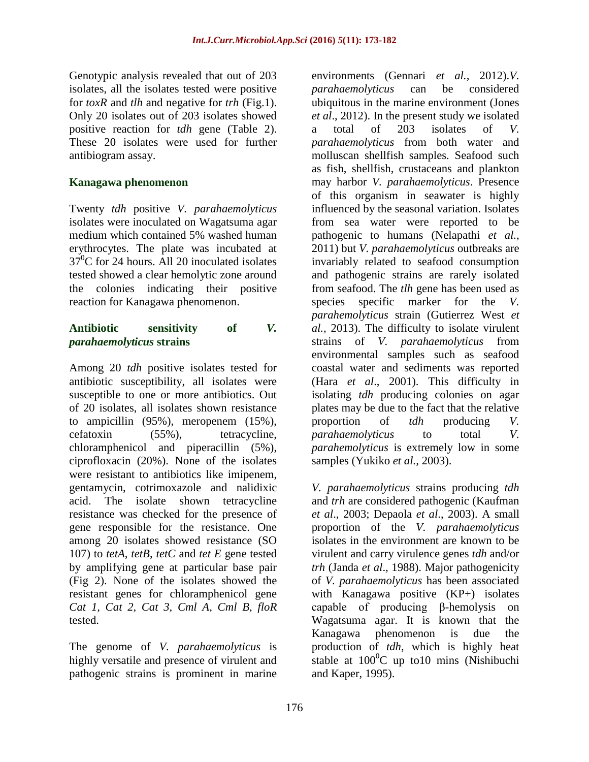Genotypic analysis revealed that out of 203 isolates, all the isolates tested were positive for *toxR* and *tlh* and negative for *trh* (Fig.1). Only 20 isolates out of 203 isolates showed positive reaction for *tdh* gene (Table 2). These 20 isolates were used for further antibiogram assay.

### Kanagawa phenomenon

Twenty *tdh* positive *V. parahaemolyticus* isolates were inoculated on Wagatsuma agar medium which contained 5% washed human erythrocytes. The plate was incubated at $37^0$C for 24 hours. All 20 inoculated isolates tested showed a clear hemolytic zone around the colonies indicating their positive reaction for Kanagawa phenomenon.

### Antibiotic sensitivity of *V. parahaemolyticus* strains

Among 20 *tdh* positive isolates tested for antibiotic susceptibility, all isolates were susceptible to one or more antibiotics. Out of 20 isolates, all isolates shown resistance to ampicillin (95%), meropenem (15%), cefatoxin (55%), tetracycline, chloramphenicol and piperacillin (5%), ciprofloxacin (20%). None of the isolates were resistant to antibiotics like imipenem, gentamycin, cotrimoxazole and nalidixic acid. The isolate shown tetracycline resistance was checked for the presence of gene responsible for the resistance. One among 20 isolates showed resistance (SO 107) to *tetA*, *tetB*, *tetC* and *tet E* gene tested by amplifying gene at particular base pair (Fig 2). None of the isolates showed the resistant genes for chloramphenicol gene *Cat 1, Cat 2, Cat 3, Cml A, Cml B, floR* tested.

The genome of *V. parahaemolyticus* is highly versatile and presence of virulent and pathogenic strains is prominent in marine environments (Gennari *et al.,* 2012).*V. parahaemolyticus* can be considered ubiquitous in the marine environment (Jones *et al*., 2012). In the present study we isolated a total of 203 isolates of *V. parahaemolyticus* from both water and molluscan shellfish samples. Seafood such as fish, shellfish, crustaceans and plankton may harbor *V. parahaemolyticus*. Presence of this organism in seawater is highly influenced by the seasonal variation. Isolates from sea water were reported to be pathogenic to humans (Nelapathi *et al.*, 2011) but *V. parahaemolyticus* outbreaks are invariably related to seafood consumption and pathogenic strains are rarely isolated from seafood. The *tlh* gene has been used as species specific marker for the *V. parahemolyticus* strain (Gutierrez West *et al.,* 2013). The difficulty to isolate virulent strains of *V. parahaemolyticus* from environmental samples such as seafood coastal water and sediments was reported (Hara *et al*., 2001). This difficulty in isolating *tdh* producing colonies on agar plates may be due to the fact that the relative proportion of *tdh* producing *V. parahaemolyticus* to total *V. parahemolyticus* is extremely low in some samples (Yukiko *et al.,* 2003).

*V. parahaemolyticus* strains producing *tdh* and *trh* are considered pathogenic (Kaufman *et al*., 2003; Depaola *et al*., 2003). A small proportion of the *V. parahaemolyticus* isolates in the environment are known to be virulent and carry virulence genes *tdh* and/or *trh* (Janda *et al*., 1988). Major pathogenicity of *V. parahaemolyticus* has been associated with Kanagawa positive (KP+) isolates capable of producing β-hemolysis on Wagatsuma agar. It is known that the Kanagawa phenomenon is due the production of *tdh*, which is highly heat stable at $100^0$C up to10 mins (Nishibuchi and Kaper, 1995).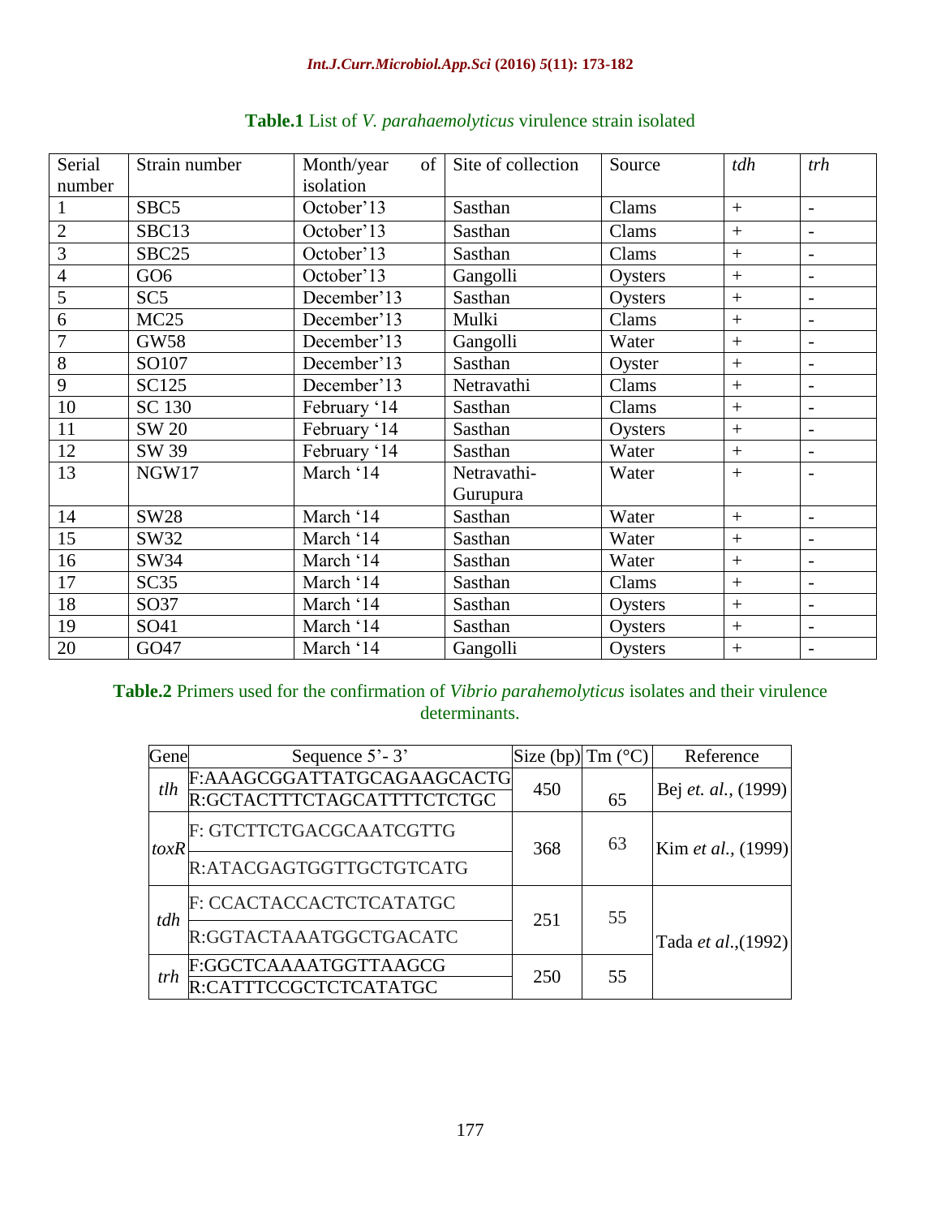**Table.1** List of *V. parahaemolyticus* virulence strain isolated

| Serial number | Strain number | Month/year of isolation | Site of collection | Source | *tdh* | *trh* |
|---|---|---|---|---|---|---|
| 1 | SBC5 | October'13 | Sasthan | Clams | + | - |
| 2 | SBC13 | October'13 | Sasthan | Clams | + | - |
| 3 | SBC25 | October'13 | Sasthan | Clams | + | - |
| 4 | GO6 | October'13 | Gangolli | Oysters | + | - |
| 5 | SC5 | December'13 | Sasthan | Oysters | + | - |
| 6 | MC25 | December'13 | Mulki | Clams | + | - |
| 7 | GW58 | December'13 | Gangolli | Water | + | - |
| 8 | SO107 | December'13 | Sasthan | Oyster | + | - |
| 9 | SC125 | December'13 | Netravathi | Clams | + | - |
| 10 | SC 130 | February '14 | Sasthan | Clams | + | - |
| 11 | SW 20 | February '14 | Sasthan | Oysters | + | - |
| 12 | SW 39 | February '14 | Sasthan | Water | + | - |
| 13 | NGW17 | March '14 | Netravathi-Gurupura | Water | + | - |
| 14 | SW28 | March '14 | Sasthan | Water | + | - |
| 15 | SW32 | March '14 | Sasthan | Water | + | - |
| 16 | SW34 | March '14 | Sasthan | Water | + | - |
| 17 | SC35 | March '14 | Sasthan | Clams | + | - |
| 18 | SO37 | March '14 | Sasthan | Oysters | + | - |
| 19 | SO41 | March '14 | Sasthan | Oysters | + | - |
| 20 | GO47 | March '14 | Gangolli | Oysters | + | - |

**Table.2** Primers used for the confirmation of *Vibrio parahemolyticus* isolates and their virulence determinants.

| Gene | Sequence 5'- 3' | Size (bp) | Tm (°C) | Reference |
|---|---|---|---|---|
| *tlh* | F:AAAGCGGATTATGCAGAAGCACTG | 450 | 65 | Bej *et. al.*, (1999) |
| | R:GCTACTTTCTAGCATTTTCTCTGC | | | |
| *toxR* | F: GTCTTCTGACGCAATCGTTG | 368 | 63 | Kim *et al.*, (1999) |
| | R:ATACGAGTGGTTGCTGTCATG | | | |
| *tdh* | F: CCACTACCACTCTCATATGC | 251 | 55 | Tada *et al.*,(1992) |
| | R:GGTACTAAATGGCTGACATC | | | |
| *trh* | F:GGCTCAAAATGGTTAAGCG | 250 | 55 | |
| | R:CATTTCCGCTCTCATATGC | | | |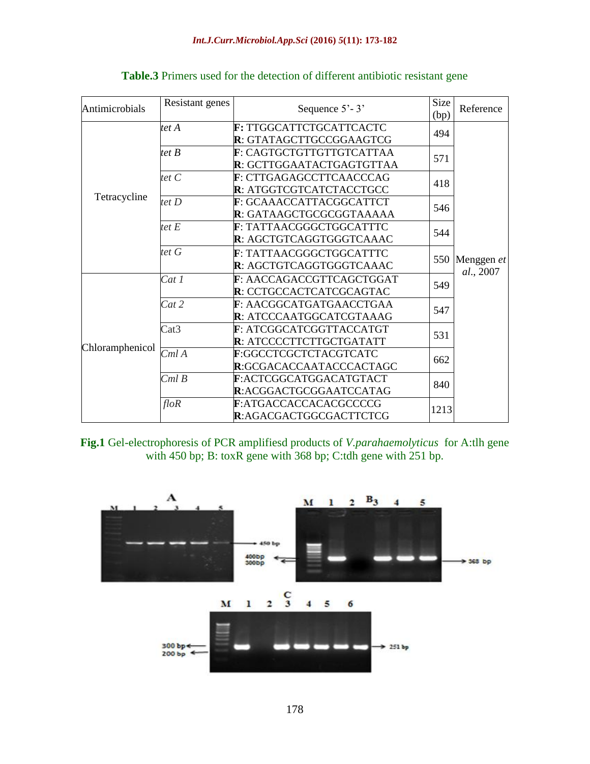**Table.3** Primers used for the detection of different antibiotic resistant gene

| Antimicrobials | Resistant genes | Sequence 5'- 3' | Size (bp) | Reference |
|---|---|---|---|---|
| Tetracycline | *tet A* | **F:** TTGGCATTCTGCATTCACTC<br>**R**: GTATAGCTTGCCGGAAGTCG | 494 | Menggen *et al*., 2007 |
| | *tet B* | **F**: CAGTGCTGTTGTTGTCATTAA<br>**R**: GCTTGGAATACTGAGTGTTAA | 571 | |
| | *tet C* | **F**: CTTGAGAGCCTTCAACCCAG<br>**R**: ATGGTCGTCATCTACCTGCC | 418 | |
| | *tet D* | **F**: GCAAACCATTACGGCATTCT<br>**R**: GATAAGCTGCGCGGTAAAAA | 546 | |
| | *tet E* | **F**: TATTAACGGGCTGGCATTTC<br>**R**: AGCTGTCAGGTGGGTCAAAC | 544 | |
| | *tet G* | **F**: TATTAACGGGCTGGCATTTC<br>**R**: AGCTGTCAGGTGGGTCAAAC | 550 | |
| Chloramphenicol | *Cat 1* | **F**: AACCAGACCGTTCAGCTGGAT<br>**R**: CCTGCCACTCATCGCAGTAC | 549 | |
| | *Cat 2* | **F**: AACGGCATGATGAACCTGAA<br>**R**: ATCCCAATGGCATCGTAAAG | 547 | |
| | Cat3 | **F**: ATCGGCATCGGTTACCATGT<br>**R**: ATCCCCTTCTTGCTGATATT | 531 | |
| | *Cml A* | **F**:GGCCTCGCTCTACGTCATC<br>**R**:GCGACACCAATACCCACTAGC | 662 | |
| | *Cml B* | **F**:ACTCGGCATGGACATGTACT<br>**R**:ACGGACTGCGGAATCCATAG | 840 | |
| | *floR* | **F**:ATGACCACCACACGCCCCG<br>**R**:AGACGACTGGCGACTTCTCG | 1213 | |

**Fig.1** Gel-electrophoresis of PCR amplifiesd products of *V.parahaemolyticus* for A:tlh gene with 450 bp; B: toxR gene with 368 bp; C:tdh gene with 251 bp.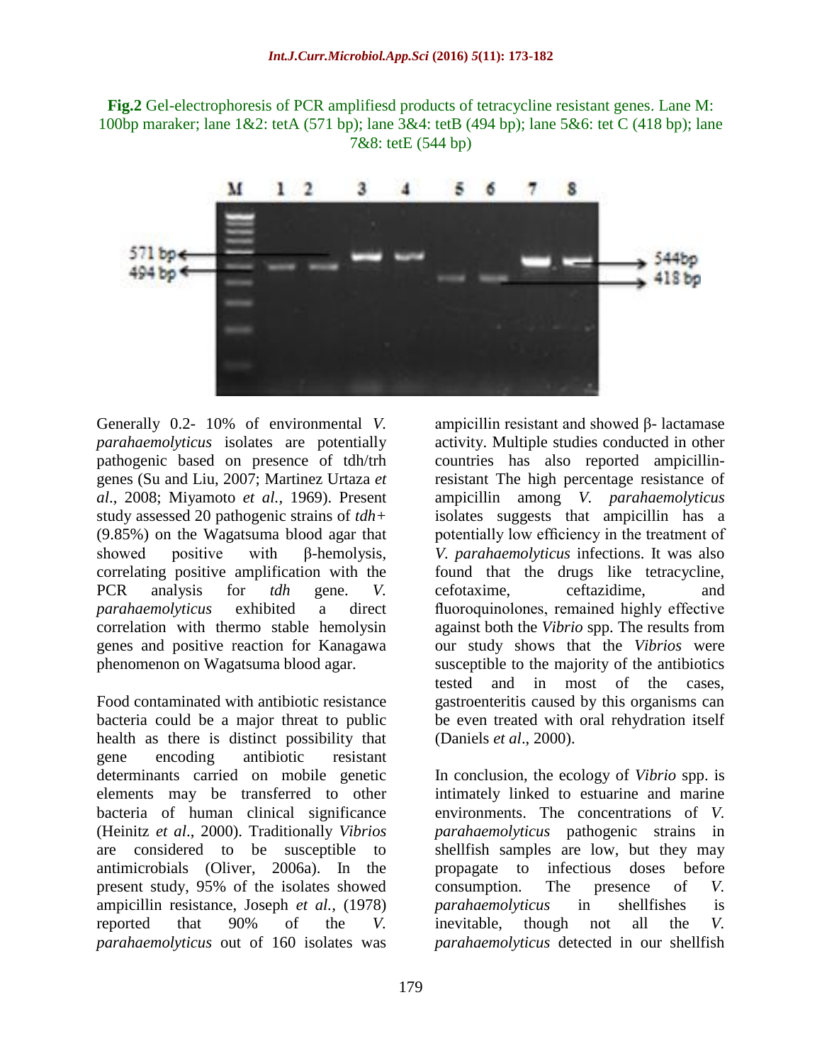**Fig.2** Gel-electrophoresis of PCR amplifiesd products of tetracycline resistant genes. Lane M: 100bp maraker; lane 1&2: tetA (571 bp); lane 3&4: tetB (494 bp); lane 5&6: tet C (418 bp); lane 7&8: tetE (544 bp)

Generally 0.2- 10% of environmental *V. parahaemolyticus* isolates are potentially pathogenic based on presence of tdh/trh genes (Su and Liu, 2007; Martinez Urtaza *et al*., 2008; Miyamoto *et al.*, 1969). Present study assessed 20 pathogenic strains of *tdh+* (9.85%) on the Wagatsuma blood agar that showed positive with β-hemolysis, correlating positive amplification with the PCR analysis for *tdh* gene. *V. parahaemolyticus* exhibited a direct correlation with thermo stable hemolysin genes and positive reaction for Kanagawa phenomenon on Wagatsuma blood agar.

Food contaminated with antibiotic resistance bacteria could be a major threat to public health as there is distinct possibility that gene encoding antibiotic resistant determinants carried on mobile genetic elements may be transferred to other bacteria of human clinical significance (Heinitz *et al*., 2000). Traditionally *Vibrios* are considered to be susceptible to antimicrobials (Oliver, 2006a). In the present study, 95% of the isolates showed ampicillin resistance, Joseph *et al.,* (1978) reported that 90% of the *V. parahaemolyticus* out of 160 isolates was ampicillin resistant and showed β- lactamase activity. Multiple studies conducted in other countries has also reported ampicillin-resistant The high percentage resistance of ampicillin among *V. parahaemolyticus* isolates suggests that ampicillin has a potentially low efficiency in the treatment of *V. parahaemolyticus* infections. It was also found that the drugs like tetracycline, cefotaxime, ceftazidime, and fluoroquinolones, remained highly effective against both the *Vibrio* spp. The results from our study shows that the *Vibrios* were susceptible to the majority of the antibiotics tested and in most of the cases, gastroenteritis caused by this organisms can be even treated with oral rehydration itself (Daniels *et al*., 2000).

In conclusion, the ecology of *Vibrio* spp. is intimately linked to estuarine and marine environments. The concentrations of *V. parahaemolyticus* pathogenic strains in shellfish samples are low, but they may propagate to infectious doses before consumption. The presence of *V. parahaemolyticus* in shellfishes is inevitable, though not all the *V. parahaemolyticus* detected in our shellfish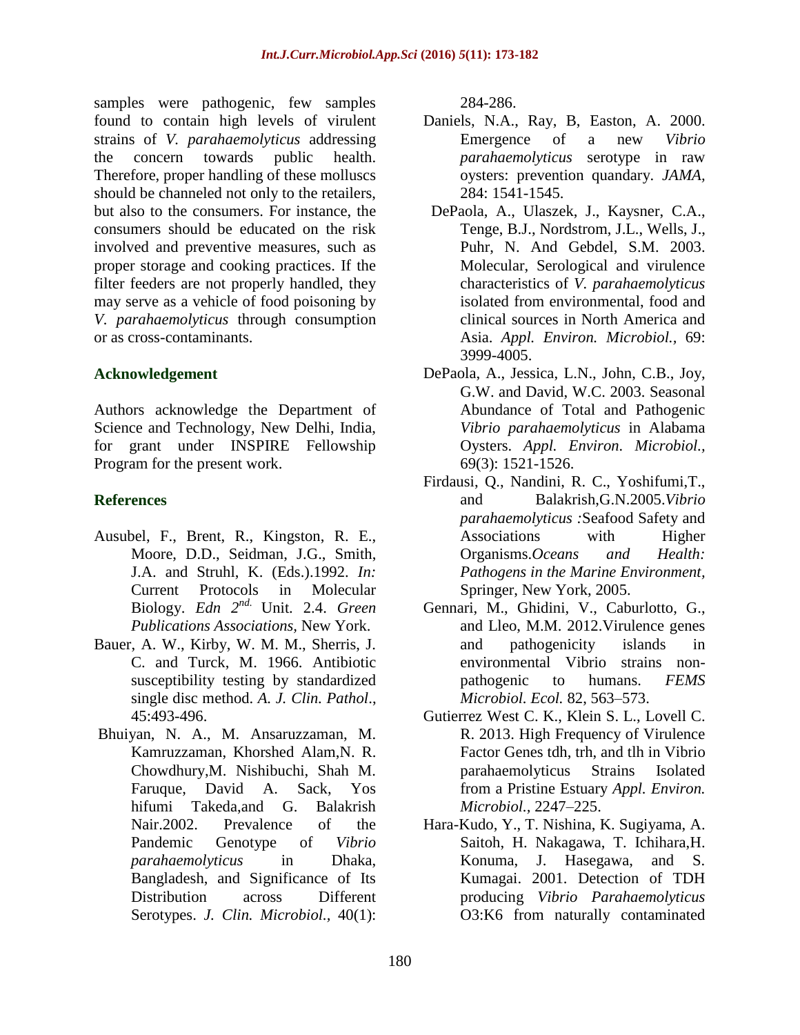samples were pathogenic, few samples found to contain high levels of virulent strains of *V. parahaemolyticus* addressing the concern towards public health. Therefore, proper handling of these molluscs should be channeled not only to the retailers, but also to the consumers. For instance, the consumers should be educated on the risk involved and preventive measures, such as proper storage and cooking practices. If the filter feeders are not properly handled, they may serve as a vehicle of food poisoning by *V. parahaemolyticus* through consumption or as cross-contaminants.

## Acknowledgement

Authors acknowledge the Department of Science and Technology, New Delhi, India, for grant under INSPIRE Fellowship Program for the present work.

## References

Ausubel, F., Brent, R., Kingston, R. E., Moore, D.D., Seidman, J.G., Smith, J.A. and Struhl, K. (Eds.).1992. *In:* Current Protocols in Molecular Biology. *Edn 2nd.* Unit. 2.4. *Green Publications Associations,* New York.

Bauer, A. W., Kirby, W. M. M., Sherris, J. C. and Turck, M. 1966. Antibiotic susceptibility testing by standardized single disc method. *A. J. Clin. Pathol*., 45:493-496.

Bhuiyan, N. A., M. Ansaruzzaman, M. Kamruzzaman, Khorshed Alam,N. R. Chowdhury,M. Nishibuchi, Shah M. Faruque, David A. Sack, Yos hifumi Takeda,and G. Balakrish Nair.2002. Prevalence of the Pandemic Genotype of *Vibrio parahaemolyticus* in Dhaka, Bangladesh, and Significance of Its Distribution across Different Serotypes. *J. Clin. Microbiol.,* 40(1): 284-286.

Daniels, N.A., Ray, B, Easton, A. 2000. Emergence of a new *Vibrio parahaemolyticus* serotype in raw oysters: prevention quandary. *JAMA,* 284: 1541-1545.

DePaola, A., Ulaszek, J., Kaysner, C.A., Tenge, B.J., Nordstrom, J.L., Wells, J., Puhr, N. And Gebdel, S.M. 2003. Molecular, Serological and virulence characteristics of *V. parahaemolyticus* isolated from environmental, food and clinical sources in North America and Asia. *Appl. Environ. Microbiol.,* 69: 3999-4005.

DePaola, A., Jessica, L.N., John, C.B., Joy, G.W. and David, W.C. 2003. Seasonal Abundance of Total and Pathogenic *Vibrio parahaemolyticus* in Alabama Oysters. *Appl. Environ. Microbiol.,* 69(3): 1521-1526.

Firdausi, Q., Nandini, R. C., Yoshifumi,T., and Balakrish,G.N.2005.*Vibrio parahaemolyticus :*Seafood Safety and Associations with Higher Organisms.*Oceans and Health: Pathogens in the Marine Environment,* Springer, New York, 2005.

Gennari, M., Ghidini, V., Caburlotto, G., and Lleo, M.M. 2012.Virulence genes and pathogenicity islands in environmental Vibrio strains non-pathogenic to humans. *FEMS Microbiol. Ecol.* 82, 563–573.

Gutierrez West C. K., Klein S. L., Lovell C. R. 2013. High Frequency of Virulence Factor Genes tdh, trh, and tlh in Vibrio parahaemolyticus Strains Isolated from a Pristine Estuary *Appl. Environ. Microbiol.,* 2247–225.

Hara-Kudo, Y., T. Nishina, K. Sugiyama, A. Saitoh, H. Nakagawa, T. Ichihara,H. Konuma, J. Hasegawa, and S. Kumagai. 2001. Detection of TDH producing *Vibrio Parahaemolyticus* O3:K6 from naturally contaminated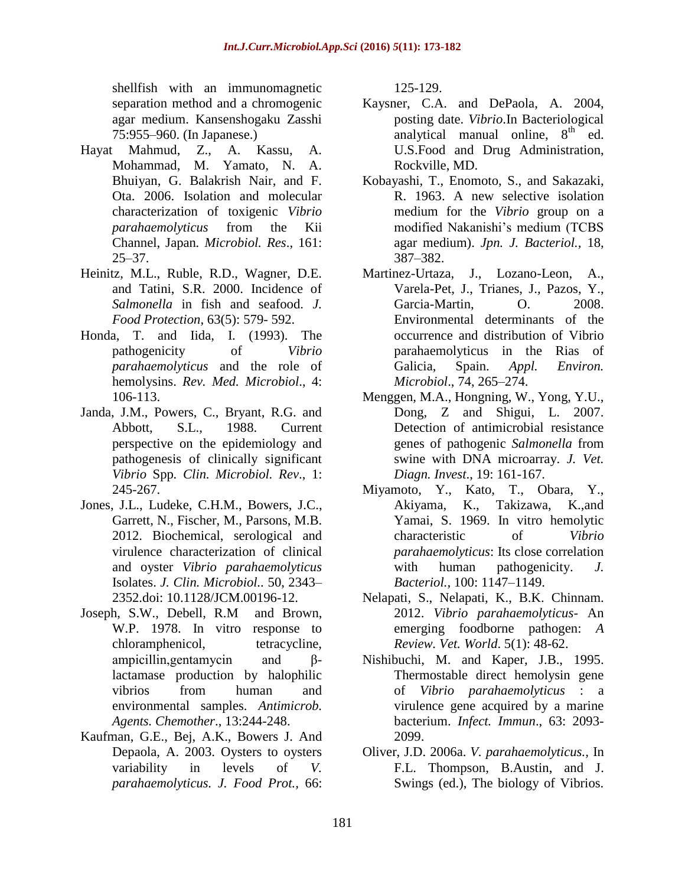shellfish with an immunomagnetic separation method and a chromogenic agar medium. Kansenshogaku Zasshi 75:955–960. (In Japanese.)

Hayat Mahmud, Z., A. Kassu, A. Mohammad, M. Yamato, N. A. Bhuiyan, G. Balakrish Nair, and F. Ota. 2006. Isolation and molecular characterization of toxigenic *Vibrio parahaemolyticus* from the Kii Channel, Japan. *Microbiol. Res*., 161: 25–37.

Heinitz, M.L., Ruble, R.D., Wagner, D.E. and Tatini, S.R. 2000. Incidence of *Salmonella* in fish and seafood. *J. Food Protection,* 63(5): 579- 592.

Honda, T. and Iida, I. (1993). The pathogenicity of *Vibrio parahaemolyticus* and the role of hemolysins. *Rev. Med. Microbiol*., 4: 106-113.

Janda, J.M., Powers, C., Bryant, R.G. and Abbott, S.L., 1988. Current perspective on the epidemiology and pathogenesis of clinically significant *Vibrio* Spp. *Clin. Microbiol. Rev*., 1: 245-267.

Jones, J.L., Ludeke, C.H.M., Bowers, J.C., Garrett, N., Fischer, M., Parsons, M.B. 2012. Biochemical, serological and virulence characterization of clinical and oyster *Vibrio parahaemolyticus* Isolates. *J. Clin. Microbiol..* 50, 2343–2352.doi: 10.1128/JCM.00196-12.

Joseph, S.W., Debell, R.M and Brown, W.P. 1978. In vitro response to chloramphenicol, tetracycline, ampicillin,gentamycin and β-lactamase production by halophilic vibrios from human and environmental samples. *Antimicrob. Agents. Chemother*., 13:244-248.

Kaufman, G.E., Bej, A.K., Bowers J. And Depaola, A. 2003. Oysters to oysters variability in levels of *V. parahaemolyticus. J. Food Prot.,* 66: 125-129.

Kaysner, C.A. and DePaola, A. 2004, posting date. *Vibrio*.In Bacteriological analytical manual online, 8th ed. U.S.Food and Drug Administration, Rockville, MD.

Kobayashi, T., Enomoto, S., and Sakazaki, R. 1963. A new selective isolation medium for the *Vibrio* group on a modified Nakanishi's medium (TCBS agar medium). *Jpn. J. Bacteriol.,* 18, 387–382.

Martinez-Urtaza, J., Lozano-Leon, A., Varela-Pet, J., Trianes, J., Pazos, Y., Garcia-Martin, O. 2008. Environmental determinants of the occurrence and distribution of Vibrio parahaemolyticus in the Rias of Galicia, Spain. *Appl. Environ. Microbiol*., 74, 265–274.

Menggen, M.A., Hongning, W., Yong, Y.U., Dong, Z and Shigui, L. 2007. Detection of antimicrobial resistance genes of pathogenic *Salmonella* from swine with DNA microarray. *J. Vet. Diagn. Invest*., 19: 161-167.

Miyamoto, Y., Kato, T., Obara, Y., Akiyama, K., Takizawa, K.,and Yamai, S. 1969. In vitro hemolytic characteristic of *Vibrio parahaemolyticus*: Its close correlation with human pathogenicity. *J. Bacteriol.*, 100: 1147–1149.

Nelapati, S., Nelapati, K., B.K. Chinnam. 2012. *Vibrio parahaemolyticus*- An emerging foodborne pathogen: *A Review. Vet. World*. 5(1): 48-62.

Nishibuchi, M. and Kaper, J.B., 1995. Thermostable direct hemolysin gene of *Vibrio parahaemolyticus* : a virulence gene acquired by a marine bacterium. *Infect. Immun*., 63: 2093-2099.

Oliver, J.D. 2006a. *V. parahaemolyticus.,* In F.L. Thompson, B.Austin, and J. Swings (ed.), The biology of Vibrios.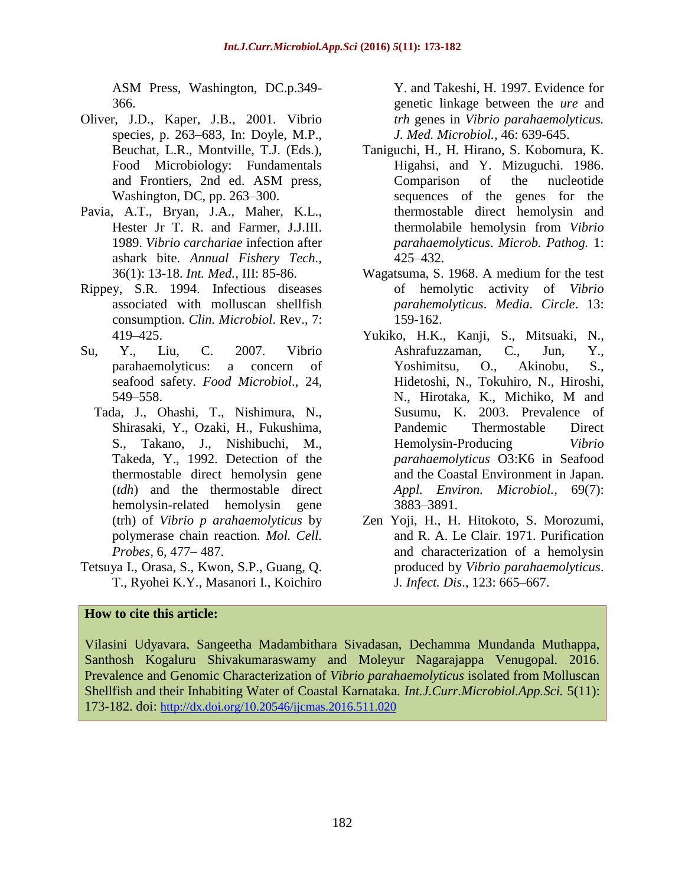ASM Press, Washington, DC.p.349-366.

Oliver, J.D., Kaper, J.B., 2001. Vibrio species, p. 263–683, In: Doyle, M.P., Beuchat, L.R., Montville, T.J. (Eds.), Food Microbiology: Fundamentals and Frontiers, 2nd ed. ASM press, Washington, DC, pp. 263–300.

Pavia, A.T., Bryan, J.A., Maher, K.L., Hester Jr T. R. and Farmer, J.J.III. 1989. *Vibrio carchariae* infection after ashark bite. *Annual Fishery Tech.*, 36(1): 13-18. *Int. Med.,* III: 85-86.

Rippey, S.R. 1994. Infectious diseases associated with molluscan shellfish consumption. *Clin. Microbiol*. Rev., 7: 419–425.

Su, Y., Liu, C. 2007. Vibrio parahaemolyticus: a concern of seafood safety. *Food Microbiol*., 24, 549–558.

Tada, J., Ohashi, T., Nishimura, N., Shirasaki, Y., Ozaki, H., Fukushima, S., Takano, J., Nishibuchi, M., Takeda, Y., 1992. Detection of the thermostable direct hemolysin gene (*tdh*) and the thermostable direct hemolysin-related hemolysin gene (trh) of *Vibrio p arahaemolyticus* by polymerase chain reaction. *Mol. Cell. Probes,* 6, 477– 487.

Tetsuya I., Orasa, S., Kwon, S.P., Guang, Q. T., Ryohei K.Y., Masanori I., Koichiro Y. and Takeshi, H. 1997. Evidence for genetic linkage between the *ure* and *trh* genes in *Vibrio parahaemolyticus. J. Med. Microbiol.*, 46: 639-645.

Taniguchi, H., H. Hirano, S. Kobomura, K. Higahsi, and Y. Mizuguchi. 1986. Comparison of the nucleotide sequences of the genes for the thermostable direct hemolysin and thermolabile hemolysin from *Vibrio parahaemolyticus*. *Microb. Pathog.* 1: 425–432.

Wagatsuma, S. 1968. A medium for the test of hemolytic activity of *Vibrio parahemolyticus*. *Media. Circle*. 13: 159-162.

Yukiko, H.K., Kanji, S., Mitsuaki, N., Ashrafuzzaman, C., Jun, Y., Yoshimitsu, O., Akinobu, S., Hidetoshi, N., Tokuhiro, N., Hiroshi, N., Hirotaka, K., Michiko, M and Susumu, K. 2003. Prevalence of Pandemic Thermostable Direct Hemolysin-Producing *Vibrio parahaemolyticus* O3:K6 in Seafood and the Coastal Environment in Japan. *Appl. Environ. Microbiol.,* 69(7): 3883–3891.

Zen Yoji, H., H. Hitokoto, S. Morozumi, and R. A. Le Clair. 1971. Purification and characterization of a hemolysin produced by *Vibrio parahaemolyticus*. J. *Infect. Dis*., 123: 665–667.

**How to cite this article:**

Vilasini Udyavara, Sangeetha Madambithara Sivadasan, Dechamma Mundanda Muthappa, Santhosh Kogaluru Shivakumaraswamy and Moleyur Nagarajappa Venugopal. 2016. Prevalence and Genomic Characterization of *Vibrio parahaemolyticus* isolated from Molluscan Shellfish and their Inhabiting Water of Coastal Karnataka. *Int.J.Curr.Microbiol.App.Sci.* 5(11): 173-182. doi: http://dx.doi.org/10.20546/ijcmas.2016.511.020